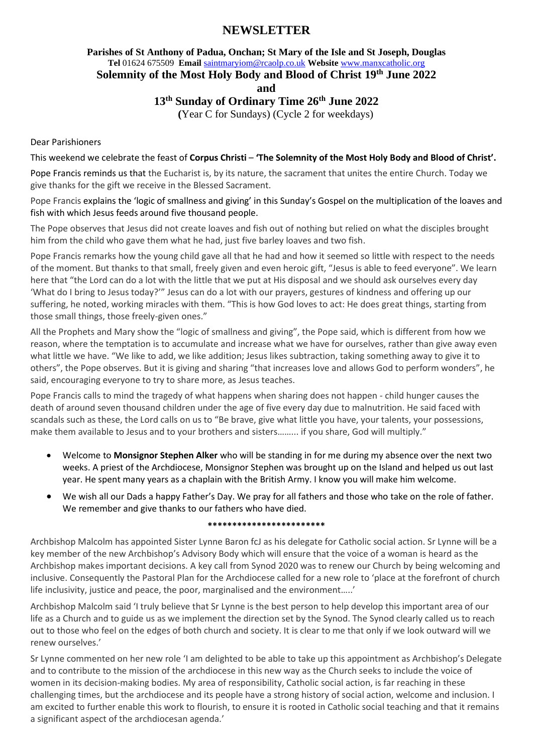# NEWSLETTER

**Parishes of St Anthony of Padua, Onchan; St Mary of the Isle and St Joseph, Douglas**
**Tel** 01624 675509 **Email** saintmaryiom@rcaolp.co.uk **Website** www.manxcatholic.org

## Solemnity of the Most Holy Body and Blood of Christ 19th June 2022

## and

## 13th Sunday of Ordinary Time 26th June 2022

(Year C for Sundays) (Cycle 2 for weekdays)

Dear Parishioners

This weekend we celebrate the feast of **Corpus Christi** – **'The Solemnity of the Most Holy Body and Blood of Christ'.**

Pope Francis reminds us that the Eucharist is, by its nature, the sacrament that unites the entire Church. Today we give thanks for the gift we receive in the Blessed Sacrament.

Pope Francis explains the 'logic of smallness and giving' in this Sunday's Gospel on the multiplication of the loaves and fish with which Jesus feeds around five thousand people.

The Pope observes that Jesus did not create loaves and fish out of nothing but relied on what the disciples brought him from the child who gave them what he had, just five barley loaves and two fish.

Pope Francis remarks how the young child gave all that he had and how it seemed so little with respect to the needs of the moment. But thanks to that small, freely given and even heroic gift, "Jesus is able to feed everyone". We learn here that "the Lord can do a lot with the little that we put at His disposal and we should ask ourselves every day 'What do I bring to Jesus today?'" Jesus can do a lot with our prayers, gestures of kindness and offering up our suffering, he noted, working miracles with them. "This is how God loves to act: He does great things, starting from those small things, those freely-given ones."

All the Prophets and Mary show the "logic of smallness and giving", the Pope said, which is different from how we reason, where the temptation is to accumulate and increase what we have for ourselves, rather than give away even what little we have. "We like to add, we like addition; Jesus likes subtraction, taking something away to give it to others", the Pope observes. But it is giving and sharing "that increases love and allows God to perform wonders", he said, encouraging everyone to try to share more, as Jesus teaches.

Pope Francis calls to mind the tragedy of what happens when sharing does not happen - child hunger causes the death of around seven thousand children under the age of five every day due to malnutrition. He said faced with scandals such as these, the Lord calls on us to "Be brave, give what little you have, your talents, your possessions, make them available to Jesus and to your brothers and sisters……… if you share, God will multiply."

- Welcome to **Monsignor Stephen Alker** who will be standing in for me during my absence over the next two weeks. A priest of the Archdiocese, Monsignor Stephen was brought up on the Island and helped us out last year. He spent many years as a chaplain with the British Army. I know you will make him welcome.
- We wish all our Dads a happy Father's Day. We pray for all fathers and those who take on the role of father. We remember and give thanks to our fathers who have died.

************************

Archbishop Malcolm has appointed Sister Lynne Baron fcJ as his delegate for Catholic social action. Sr Lynne will be a key member of the new Archbishop's Advisory Body which will ensure that the voice of a woman is heard as the Archbishop makes important decisions. A key call from Synod 2020 was to renew our Church by being welcoming and inclusive. Consequently the Pastoral Plan for the Archdiocese called for a new role to 'place at the forefront of church life inclusivity, justice and peace, the poor, marginalised and the environment…..'

Archbishop Malcolm said 'I truly believe that Sr Lynne is the best person to help develop this important area of our life as a Church and to guide us as we implement the direction set by the Synod. The Synod clearly called us to reach out to those who feel on the edges of both church and society. It is clear to me that only if we look outward will we renew ourselves.'

Sr Lynne commented on her new role 'I am delighted to be able to take up this appointment as Archbishop's Delegate and to contribute to the mission of the archdiocese in this new way as the Church seeks to include the voice of women in its decision-making bodies. My area of responsibility, Catholic social action, is far reaching in these challenging times, but the archdiocese and its people have a strong history of social action, welcome and inclusion. I am excited to further enable this work to flourish, to ensure it is rooted in Catholic social teaching and that it remains a significant aspect of the archdiocesan agenda.'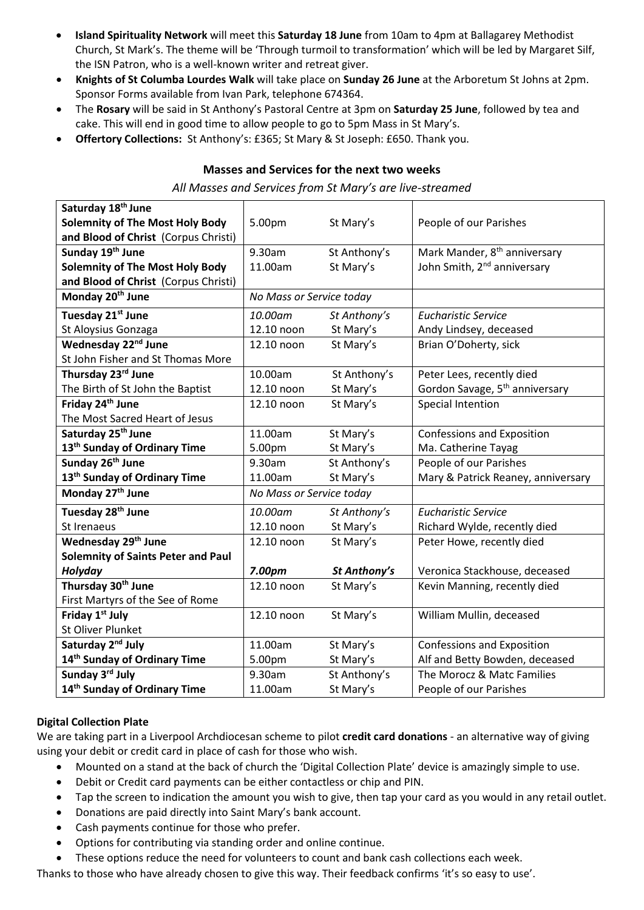- **Island Spirituality Network** will meet this **Saturday 18 June** from 10am to 4pm at Ballagarey Methodist Church, St Mark's. The theme will be 'Through turmoil to transformation' which will be led by Margaret Silf, the ISN Patron, who is a well-known writer and retreat giver.
- **Knights of St Columba Lourdes Walk** will take place on **Sunday 26 June** at the Arboretum St Johns at 2pm. Sponsor Forms available from Ivan Park, telephone 674364.
- The **Rosary** will be said in St Anthony's Pastoral Centre at 3pm on **Saturday 25 June**, followed by tea and cake. This will end in good time to allow people to go to 5pm Mass in St Mary's.
- **Offertory Collections:** St Anthony's: £365; St Mary & St Joseph: £650. Thank you.

## Masses and Services for the next two weeks

*All Masses and Services from St Mary's are live-streamed*

| | | | |
|---|---|---|---|
| **Saturday 18th June**<br>**Solemnity of The Most Holy Body and Blood of Christ** (Corpus Christi) | 5.00pm | St Mary's | People of our Parishes |
| **Sunday 19th June**<br>**Solemnity of The Most Holy Body and Blood of Christ** (Corpus Christi) | 9.30am<br>11.00am | St Anthony's<br>St Mary's | Mark Mander, 8th anniversary<br>John Smith, 2nd anniversary |
| **Monday 20th June** | *No Mass or Service today* | | |
| **Tuesday 21st June**<br>St Aloysius Gonzaga | *10.00am*<br>12.10 noon | *St Anthony's*<br>St Mary's | *Eucharistic Service*<br>Andy Lindsey, deceased |
| **Wednesday 22nd June**<br>St John Fisher and St Thomas More | 12.10 noon | St Mary's | Brian O'Doherty, sick |
| **Thursday 23rd June**<br>The Birth of St John the Baptist | 10.00am<br>12.10 noon | St Anthony's<br>St Mary's | Peter Lees, recently died<br>Gordon Savage, 5th anniversary |
| **Friday 24th June**<br>The Most Sacred Heart of Jesus | 12.10 noon | St Mary's | Special Intention |
| **Saturday 25th June**<br>**13th Sunday of Ordinary Time** | 11.00am<br>5.00pm | St Mary's<br>St Mary's | Confessions and Exposition<br>Ma. Catherine Tayag |
| **Sunday 26th June**<br>**13th Sunday of Ordinary Time** | 9.30am<br>11.00am | St Anthony's<br>St Mary's | People of our Parishes<br>Mary & Patrick Reaney, anniversary |
| **Monday 27th June** | *No Mass or Service today* | | |
| **Tuesday 28th June**<br>St Irenaeus | *10.00am*<br>12.10 noon | *St Anthony's*<br>St Mary's | *Eucharistic Service*<br>Richard Wylde, recently died |
| **Wednesday 29th June**<br>**Solemnity of Saints Peter and Paul**<br>***Holyday*** | 12.10 noon<br>***7.00pm*** | St Mary's<br>***St Anthony's*** | Peter Howe, recently died<br>Veronica Stackhouse, deceased |
| **Thursday 30th June**<br>First Martyrs of the See of Rome | 12.10 noon | St Mary's | Kevin Manning, recently died |
| **Friday 1st July**<br>St Oliver Plunket | 12.10 noon | St Mary's | William Mullin, deceased |
| **Saturday 2nd July**<br>**14th Sunday of Ordinary Time** | 11.00am<br>5.00pm | St Mary's<br>St Mary's | Confessions and Exposition<br>Alf and Betty Bowden, deceased |
| **Sunday 3rd July**<br>**14th Sunday of Ordinary Time** | 9.30am<br>11.00am | St Anthony's<br>St Mary's | The Morocz & Matc Families<br>People of our Parishes |

**Digital Collection Plate**

We are taking part in a Liverpool Archdiocesan scheme to pilot **credit card donations** - an alternative way of giving using your debit or credit card in place of cash for those who wish.

- Mounted on a stand at the back of church the 'Digital Collection Plate' device is amazingly simple to use.
- Debit or Credit card payments can be either contactless or chip and PIN.
- Tap the screen to indication the amount you wish to give, then tap your card as you would in any retail outlet.
- Donations are paid directly into Saint Mary's bank account.
- Cash payments continue for those who prefer.
- Options for contributing via standing order and online continue.
- These options reduce the need for volunteers to count and bank cash collections each week.

Thanks to those who have already chosen to give this way. Their feedback confirms 'it's so easy to use'.